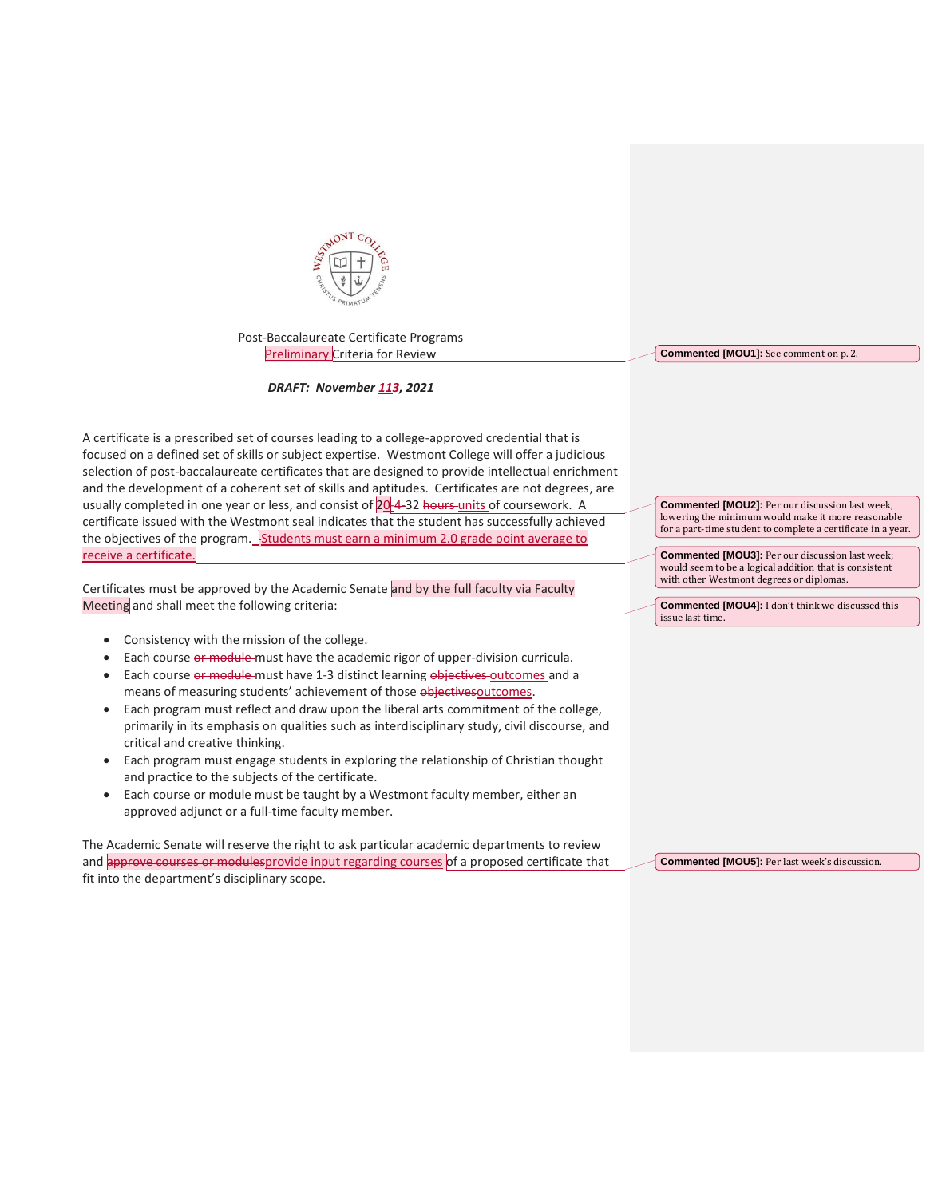Post-Baccalaureate Certificate Programs

Preliminary Criteria for Review

***DRAFT: November 11, 2021***

A certificate is a prescribed set of courses leading to a college-approved credential that is focused on a defined set of skills or subject expertise. Westmont College will offer a judicious selection of post-baccalaureate certificates that are designed to provide intellectual enrichment and the development of a coherent set of skills and aptitudes. Certificates are not degrees, are usually completed in one year or less, and consist of 20-32 units of coursework. A certificate issued with the Westmont seal indicates that the student has successfully achieved the objectives of the program. Students must earn a minimum 2.0 grade point average to receive a certificate.

Certificates must be approved by the Academic Senate and by the full faculty via Faculty Meeting and shall meet the following criteria:

- Consistency with the mission of the college.
- Each course must have the academic rigor of upper-division curricula.
- Each course must have 1-3 distinct learning outcomes and a means of measuring students' achievement of those outcomes.
- Each program must reflect and draw upon the liberal arts commitment of the college, primarily in its emphasis on qualities such as interdisciplinary study, civil discourse, and critical and creative thinking.
- Each program must engage students in exploring the relationship of Christian thought and practice to the subjects of the certificate.
- Each course or module must be taught by a Westmont faculty member, either an approved adjunct or a full-time faculty member.

The Academic Senate will reserve the right to ask particular academic departments to review and provide input regarding courses of a proposed certificate that fit into the department's disciplinary scope.

**Commented [MOU1]:** See comment on p. 2.

**Commented [MOU2]:** Per our discussion last week, lowering the minimum would make it more reasonable for a part-time student to complete a certificate in a year.

**Commented [MOU3]:** Per our discussion last week; would seem to be a logical addition that is consistent with other Westmont degrees or diplomas.

**Commented [MOU4]:** I don't think we discussed this issue last time.

**Commented [MOU5]:** Per last week's discussion.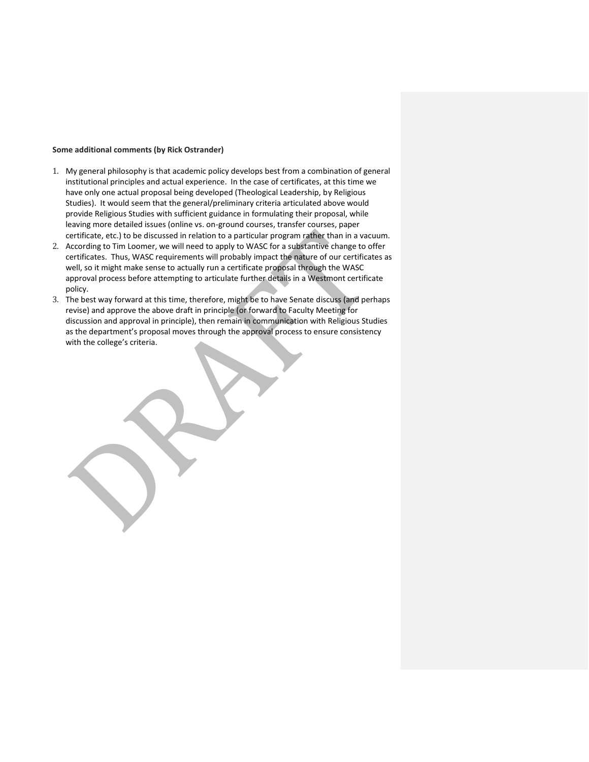**Some additional comments (by Rick Ostrander)**

1. My general philosophy is that academic policy develops best from a combination of general institutional principles and actual experience. In the case of certificates, at this time we have only one actual proposal being developed (Theological Leadership, by Religious Studies). It would seem that the general/preliminary criteria articulated above would provide Religious Studies with sufficient guidance in formulating their proposal, while leaving more detailed issues (online vs. on-ground courses, transfer courses, paper certificate, etc.) to be discussed in relation to a particular program rather than in a vacuum.
2. According to Tim Loomer, we will need to apply to WASC for a substantive change to offer certificates. Thus, WASC requirements will probably impact the nature of our certificates as well, so it might make sense to actually run a certificate proposal through the WASC approval process before attempting to articulate further details in a Westmont certificate policy.
3. The best way forward at this time, therefore, might be to have Senate discuss (and perhaps revise) and approve the above draft in principle (or forward to Faculty Meeting for discussion and approval in principle), then remain in communication with Religious Studies as the department's proposal moves through the approval process to ensure consistency with the college's criteria.